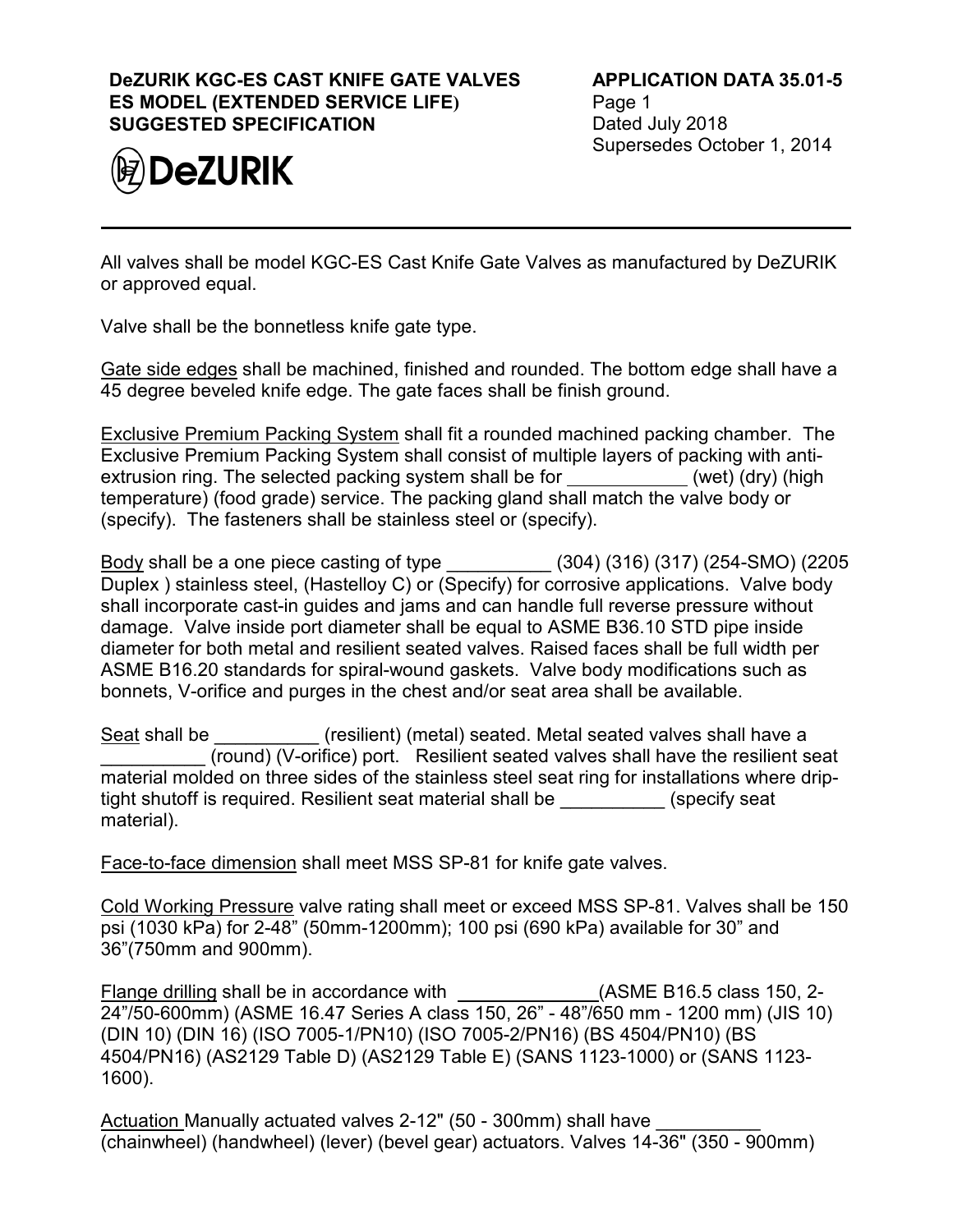**DeZURIK KGC-ES CAST KNIFE GATE VALVES**
**ES MODEL (EXTENDED SERVICE LIFE)**
**SUGGESTED SPECIFICATION**

**APPLICATION DATA 35.01-5**
Page 1
Dated July 2018
Supersedes October 1, 2014

DeZURIK

---

All valves shall be model KGC-ES Cast Knife Gate Valves as manufactured by DeZURIK or approved equal.

Valve shall be the bonnetless knife gate type.

Gate side edges shall be machined, finished and rounded. The bottom edge shall have a 45 degree beveled knife edge. The gate faces shall be finish ground.

Exclusive Premium Packing System shall fit a rounded machined packing chamber. The Exclusive Premium Packing System shall consist of multiple layers of packing with anti-extrusion ring. The selected packing system shall be for ___________ (wet) (dry) (high temperature) (food grade) service. The packing gland shall match the valve body or (specify). The fasteners shall be stainless steel or (specify).

Body shall be a one piece casting of type __________ (304) (316) (317) (254-SMO) (2205 Duplex ) stainless steel, (Hastelloy C) or (Specify) for corrosive applications. Valve body shall incorporate cast-in guides and jams and can handle full reverse pressure without damage. Valve inside port diameter shall be equal to ASME B36.10 STD pipe inside diameter for both metal and resilient seated valves. Raised faces shall be full width per ASME B16.20 standards for spiral-wound gaskets. Valve body modifications such as bonnets, V-orifice and purges in the chest and/or seat area shall be available.

Seat shall be __________ (resilient) (metal) seated. Metal seated valves shall have a __________ (round) (V-orifice) port. Resilient seated valves shall have the resilient seat material molded on three sides of the stainless steel seat ring for installations where drip-tight shutoff is required. Resilient seat material shall be __________ (specify seat material).

Face-to-face dimension shall meet MSS SP-81 for knife gate valves.

Cold Working Pressure valve rating shall meet or exceed MSS SP-81. Valves shall be 150 psi (1030 kPa) for 2-48" (50mm-1200mm); 100 psi (690 kPa) available for 30" and 36"(750mm and 900mm).

Flange drilling shall be in accordance with _____________(ASME B16.5 class 150, 2-24"/50-600mm) (ASME 16.47 Series A class 150, 26" - 48"/650 mm - 1200 mm) (JIS 10) (DIN 10) (DIN 16) (ISO 7005-1/PN10) (ISO 7005-2/PN16) (BS 4504/PN10) (BS 4504/PN16) (AS2129 Table D) (AS2129 Table E) (SANS 1123-1000) or (SANS 1123-1600).

Actuation Manually actuated valves 2-12" (50 - 300mm) shall have __________ (chainwheel) (handwheel) (lever) (bevel gear) actuators. Valves 14-36" (350 - 900mm)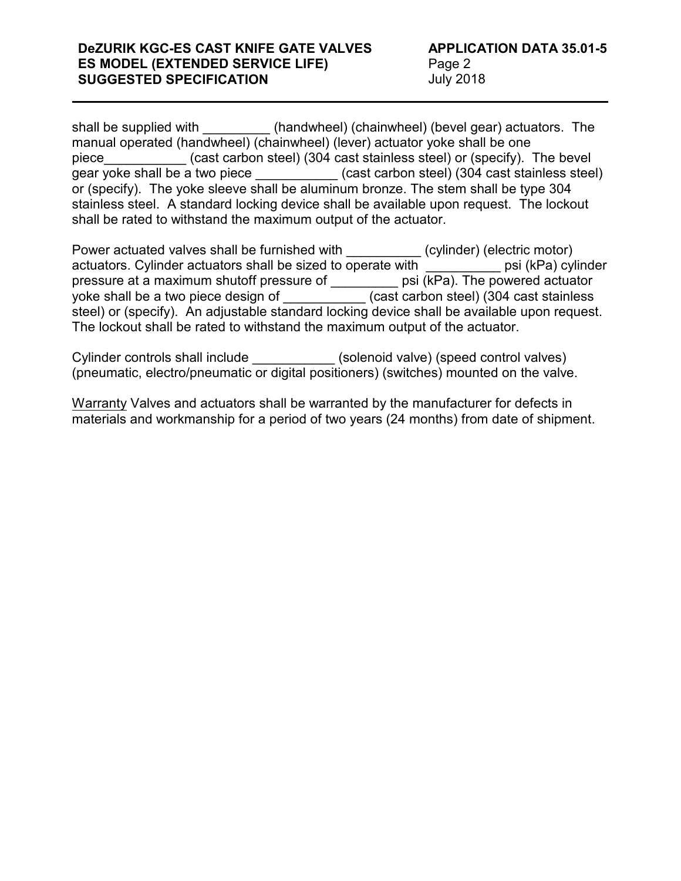shall be supplied with _________ (handwheel) (chainwheel) (bevel gear) actuators. The manual operated (handwheel) (chainwheel) (lever) actuator yoke shall be one piece___________ (cast carbon steel) (304 cast stainless steel) or (specify). The bevel gear yoke shall be a two piece ___________ (cast carbon steel) (304 cast stainless steel) or (specify). The yoke sleeve shall be aluminum bronze. The stem shall be type 304 stainless steel. A standard locking device shall be available upon request. The lockout shall be rated to withstand the maximum output of the actuator.

Power actuated valves shall be furnished with __________ (cylinder) (electric motor) actuators. Cylinder actuators shall be sized to operate with __________ psi (kPa) cylinder pressure at a maximum shutoff pressure of _________ psi (kPa). The powered actuator yoke shall be a two piece design of ___________ (cast carbon steel) (304 cast stainless steel) or (specify). An adjustable standard locking device shall be available upon request. The lockout shall be rated to withstand the maximum output of the actuator.

Cylinder controls shall include ___________ (solenoid valve) (speed control valves) (pneumatic, electro/pneumatic or digital positioners) (switches) mounted on the valve.

<u>Warranty</u> Valves and actuators shall be warranted by the manufacturer for defects in materials and workmanship for a period of two years (24 months) from date of shipment.